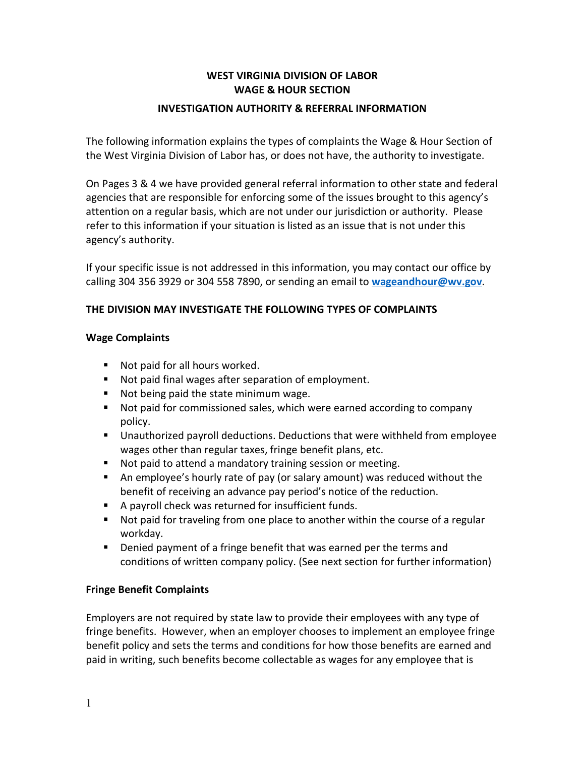# WEST VIRGINIA DIVISION OF LABOR
# WAGE & HOUR SECTION

## INVESTIGATION AUTHORITY & REFERRAL INFORMATION

The following information explains the types of complaints the Wage & Hour Section of the West Virginia Division of Labor has, or does not have, the authority to investigate.

On Pages 3 & 4 we have provided general referral information to other state and federal agencies that are responsible for enforcing some of the issues brought to this agency's attention on a regular basis, which are not under our jurisdiction or authority. Please refer to this information if your situation is listed as an issue that is not under this agency's authority.

If your specific issue is not addressed in this information, you may contact our office by calling 304 356 3929 or 304 558 7890, or sending an email to **wageandhour@wv.gov**.

### THE DIVISION MAY INVESTIGATE THE FOLLOWING TYPES OF COMPLAINTS

#### Wage Complaints

- Not paid for all hours worked.
- Not paid final wages after separation of employment.
- Not being paid the state minimum wage.
- Not paid for commissioned sales, which were earned according to company policy.
- Unauthorized payroll deductions. Deductions that were withheld from employee wages other than regular taxes, fringe benefit plans, etc.
- Not paid to attend a mandatory training session or meeting.
- An employee's hourly rate of pay (or salary amount) was reduced without the benefit of receiving an advance pay period's notice of the reduction.
- A payroll check was returned for insufficient funds.
- Not paid for traveling from one place to another within the course of a regular workday.
- Denied payment of a fringe benefit that was earned per the terms and conditions of written company policy. (See next section for further information)

#### Fringe Benefit Complaints

Employers are not required by state law to provide their employees with any type of fringe benefits. However, when an employer chooses to implement an employee fringe benefit policy and sets the terms and conditions for how those benefits are earned and paid in writing, such benefits become collectable as wages for any employee that is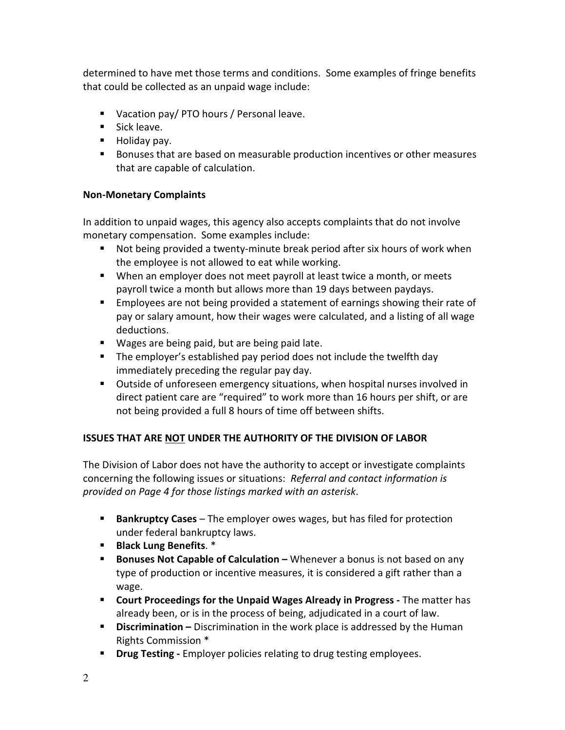determined to have met those terms and conditions. Some examples of fringe benefits that could be collected as an unpaid wage include:

- Vacation pay/ PTO hours / Personal leave.
- Sick leave.
- Holiday pay.
- Bonuses that are based on measurable production incentives or other measures that are capable of calculation.

**Non-Monetary Complaints**

In addition to unpaid wages, this agency also accepts complaints that do not involve monetary compensation. Some examples include:

- Not being provided a twenty-minute break period after six hours of work when the employee is not allowed to eat while working.
- When an employer does not meet payroll at least twice a month, or meets payroll twice a month but allows more than 19 days between paydays.
- Employees are not being provided a statement of earnings showing their rate of pay or salary amount, how their wages were calculated, and a listing of all wage deductions.
- Wages are being paid, but are being paid late.
- The employer's established pay period does not include the twelfth day immediately preceding the regular pay day.
- Outside of unforeseen emergency situations, when hospital nurses involved in direct patient care are "required" to work more than 16 hours per shift, or are not being provided a full 8 hours of time off between shifts.

## ISSUES THAT ARE NOT UNDER THE AUTHORITY OF THE DIVISION OF LABOR

The Division of Labor does not have the authority to accept or investigate complaints concerning the following issues or situations: *Referral and contact information is provided on Page 4 for those listings marked with an asterisk*.

- **Bankruptcy Cases** – The employer owes wages, but has filed for protection under federal bankruptcy laws.
- **Black Lung Benefits**. *
- **Bonuses Not Capable of Calculation –** Whenever a bonus is not based on any type of production or incentive measures, it is considered a gift rather than a wage.
- **Court Proceedings for the Unpaid Wages Already in Progress -** The matter has already been, or is in the process of being, adjudicated in a court of law.
- **Discrimination –** Discrimination in the work place is addressed by the Human Rights Commission *
- **Drug Testing -** Employer policies relating to drug testing employees.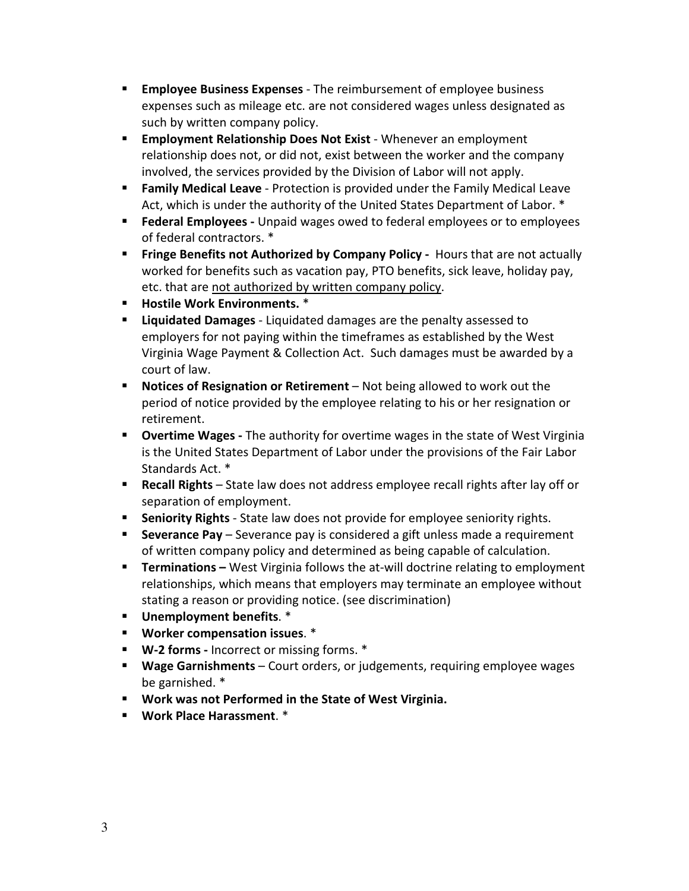- **Employee Business Expenses** - The reimbursement of employee business expenses such as mileage etc. are not considered wages unless designated as such by written company policy.
- **Employment Relationship Does Not Exist** - Whenever an employment relationship does not, or did not, exist between the worker and the company involved, the services provided by the Division of Labor will not apply.
- **Family Medical Leave** - Protection is provided under the Family Medical Leave Act, which is under the authority of the United States Department of Labor. *
- **Federal Employees -** Unpaid wages owed to federal employees or to employees of federal contractors. *
- **Fringe Benefits not Authorized by Company Policy -** Hours that are not actually worked for benefits such as vacation pay, PTO benefits, sick leave, holiday pay, etc. that are <u>not authorized by written company policy</u>.
- **Hostile Work Environments.** *
- **Liquidated Damages** - Liquidated damages are the penalty assessed to employers for not paying within the timeframes as established by the West Virginia Wage Payment & Collection Act. Such damages must be awarded by a court of law.
- **Notices of Resignation or Retirement** – Not being allowed to work out the period of notice provided by the employee relating to his or her resignation or retirement.
- **Overtime Wages -** The authority for overtime wages in the state of West Virginia is the United States Department of Labor under the provisions of the Fair Labor Standards Act. *
- **Recall Rights** – State law does not address employee recall rights after lay off or separation of employment.
- **Seniority Rights** - State law does not provide for employee seniority rights.
- **Severance Pay** – Severance pay is considered a gift unless made a requirement of written company policy and determined as being capable of calculation.
- **Terminations –** West Virginia follows the at-will doctrine relating to employment relationships, which means that employers may terminate an employee without stating a reason or providing notice. (see discrimination)
- **Unemployment benefits**. *
- **Worker compensation issues**. *
- **W-2 forms -** Incorrect or missing forms. *
- **Wage Garnishments** – Court orders, or judgements, requiring employee wages be garnished. *
- **Work was not Performed in the State of West Virginia.**
- **Work Place Harassment**. *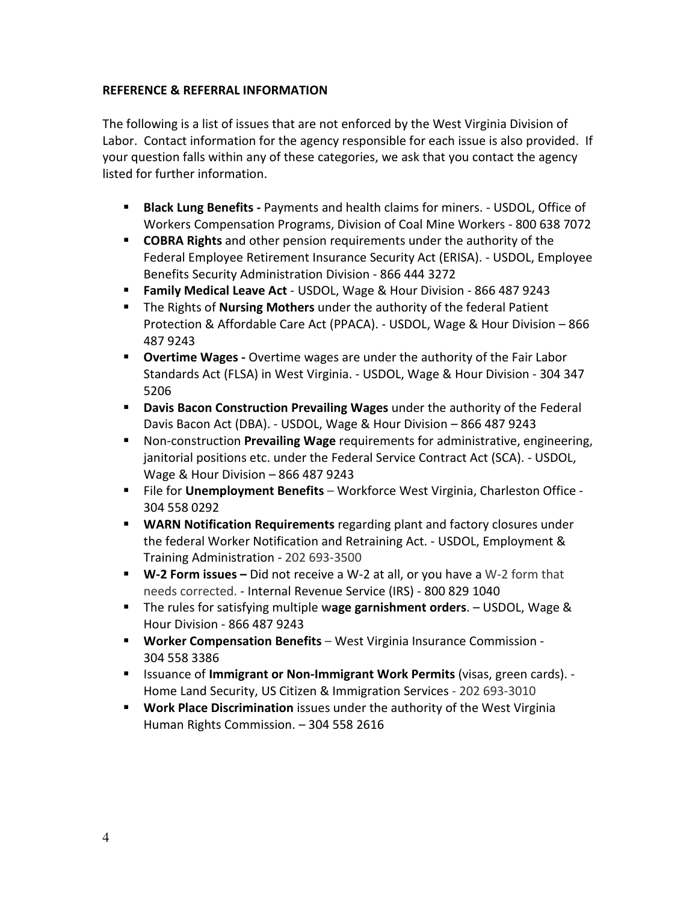**REFERENCE & REFERRAL INFORMATION**

The following is a list of issues that are not enforced by the West Virginia Division of Labor. Contact information for the agency responsible for each issue is also provided. If your question falls within any of these categories, we ask that you contact the agency listed for further information.

- **Black Lung Benefits -** Payments and health claims for miners. - USDOL, Office of Workers Compensation Programs, Division of Coal Mine Workers - 800 638 7072
- **COBRA Rights** and other pension requirements under the authority of the Federal Employee Retirement Insurance Security Act (ERISA). - USDOL, Employee Benefits Security Administration Division - 866 444 3272
- **Family Medical Leave Act** - USDOL, Wage & Hour Division - 866 487 9243
- The Rights of **Nursing Mothers** under the authority of the federal Patient Protection & Affordable Care Act (PPACA). - USDOL, Wage & Hour Division – 866 487 9243
- **Overtime Wages -** Overtime wages are under the authority of the Fair Labor Standards Act (FLSA) in West Virginia. - USDOL, Wage & Hour Division - 304 347 5206
- **Davis Bacon Construction Prevailing Wages** under the authority of the Federal Davis Bacon Act (DBA). - USDOL, Wage & Hour Division – 866 487 9243
- Non-construction **Prevailing Wage** requirements for administrative, engineering, janitorial positions etc. under the Federal Service Contract Act (SCA). - USDOL, Wage & Hour Division – 866 487 9243
- File for **Unemployment Benefits** – Workforce West Virginia, Charleston Office - 304 558 0292
- **WARN Notification Requirements** regarding plant and factory closures under the federal Worker Notification and Retraining Act. - USDOL, Employment & Training Administration - 202 693-3500
- **W-2 Form issues –** Did not receive a W-2 at all, or you have a W-2 form that needs corrected. - Internal Revenue Service (IRS) - 800 829 1040
- The rules for satisfying multiple **wage garnishment orders**. – USDOL, Wage & Hour Division - 866 487 9243
- **Worker Compensation Benefits** – West Virginia Insurance Commission - 304 558 3386
- Issuance of **Immigrant or Non-Immigrant Work Permits** (visas, green cards). - Home Land Security, US Citizen & Immigration Services - 202 693-3010
- **Work Place Discrimination** issues under the authority of the West Virginia Human Rights Commission. – 304 558 2616